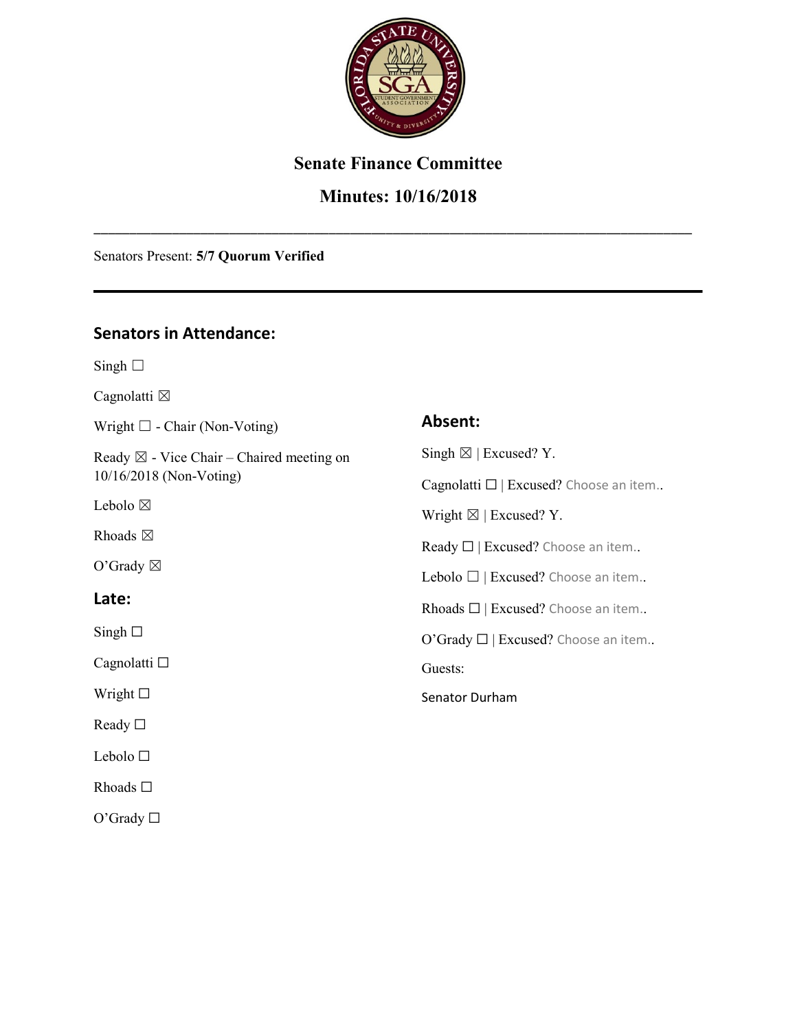# Senate Finance Committee

## Minutes: 10/16/2018

---

Senators Present: **5/7 Quorum Verified**

---

### Senators in Attendance:

Singh ☐

Cagnolatti ☒

Wright ☐ - Chair (Non-Voting)

Ready ☒ - Vice Chair – Chaired meeting on 10/16/2018 (Non-Voting)

Lebolo ☒

Rhoads ☒

O'Grady ☒

### Late:

Singh ☐

Cagnolatti ☐

Wright ☐

Ready ☐

Lebolo ☐

Rhoads ☐

O'Grady ☐

### Absent:

Singh ☒ | Excused? Y.

Cagnolatti ☐ | Excused? Choose an item..

Wright ☒ | Excused? Y.

Ready ☐ | Excused? Choose an item..

Lebolo ☐ | Excused? Choose an item..

Rhoads ☐ | Excused? Choose an item..

O'Grady ☐ | Excused? Choose an item..

Guests:

Senator Durham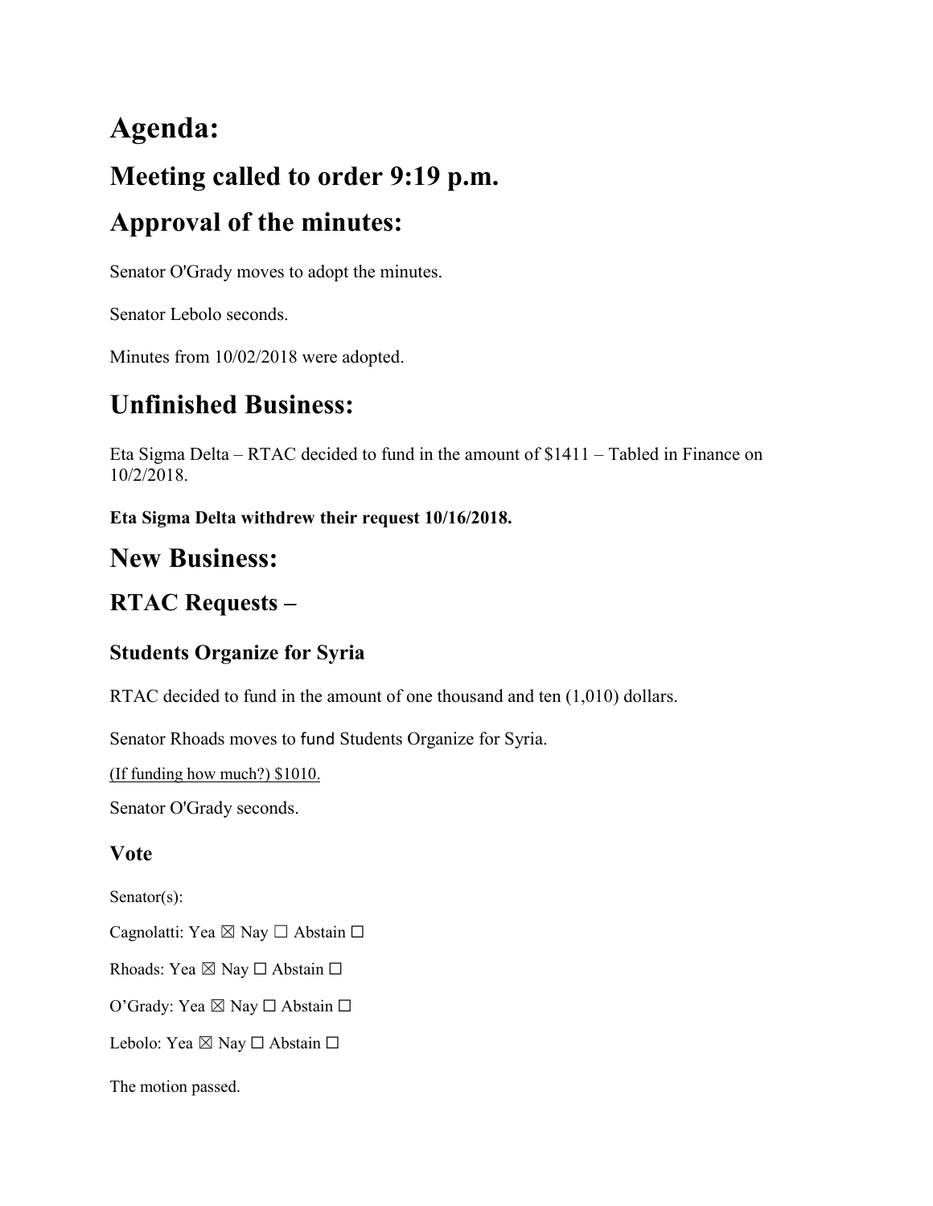# Agenda:

## Meeting called to order 9:19 p.m.

## Approval of the minutes:

Senator O'Grady moves to adopt the minutes.

Senator Lebolo seconds.

Minutes from 10/02/2018 were adopted.

# Unfinished Business:

Eta Sigma Delta – RTAC decided to fund in the amount of $1411 – Tabled in Finance on 10/2/2018.

**Eta Sigma Delta withdrew their request 10/16/2018.**

# New Business:

## RTAC Requests –

### Students Organize for Syria

RTAC decided to fund in the amount of one thousand and ten (1,010) dollars.

Senator Rhoads moves to fund Students Organize for Syria.

(If funding how much?) $1010.

Senator O'Grady seconds.

### Vote

Senator(s):

Cagnolatti: Yea ☒ Nay ☐ Abstain ☐

Rhoads: Yea ☒ Nay ☐ Abstain ☐

O'Grady: Yea ☒ Nay ☐ Abstain ☐

Lebolo: Yea ☒ Nay ☐ Abstain ☐

The motion passed.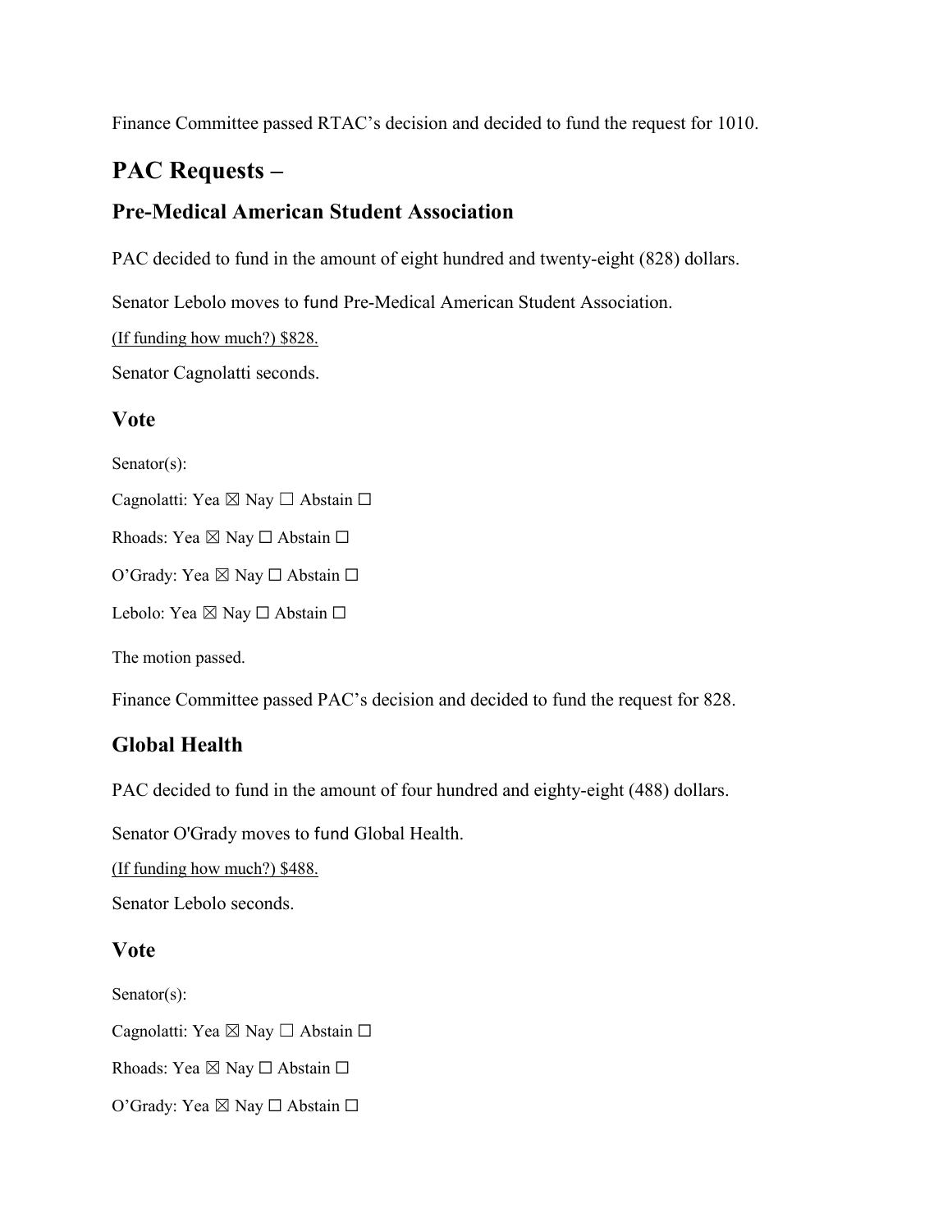Finance Committee passed RTAC's decision and decided to fund the request for 1010.

# PAC Requests –

## Pre-Medical American Student Association

PAC decided to fund in the amount of eight hundred and twenty-eight (828) dollars.

Senator Lebolo moves to fund Pre-Medical American Student Association.

(If funding how much?) $828.

Senator Cagnolatti seconds.

## Vote

Senator(s):

Cagnolatti: Yea ☒ Nay ☐ Abstain ☐

Rhoads: Yea ☒ Nay ☐ Abstain ☐

O'Grady: Yea ☒ Nay ☐ Abstain ☐

Lebolo: Yea ☒ Nay ☐ Abstain ☐

The motion passed.

Finance Committee passed PAC's decision and decided to fund the request for 828.

## Global Health

PAC decided to fund in the amount of four hundred and eighty-eight (488) dollars.

Senator O'Grady moves to fund Global Health.

(If funding how much?) $488.

Senator Lebolo seconds.

## Vote

Senator(s):

Cagnolatti: Yea ☒ Nay ☐ Abstain ☐

Rhoads: Yea ☒ Nay ☐ Abstain ☐

O'Grady: Yea ☒ Nay ☐ Abstain ☐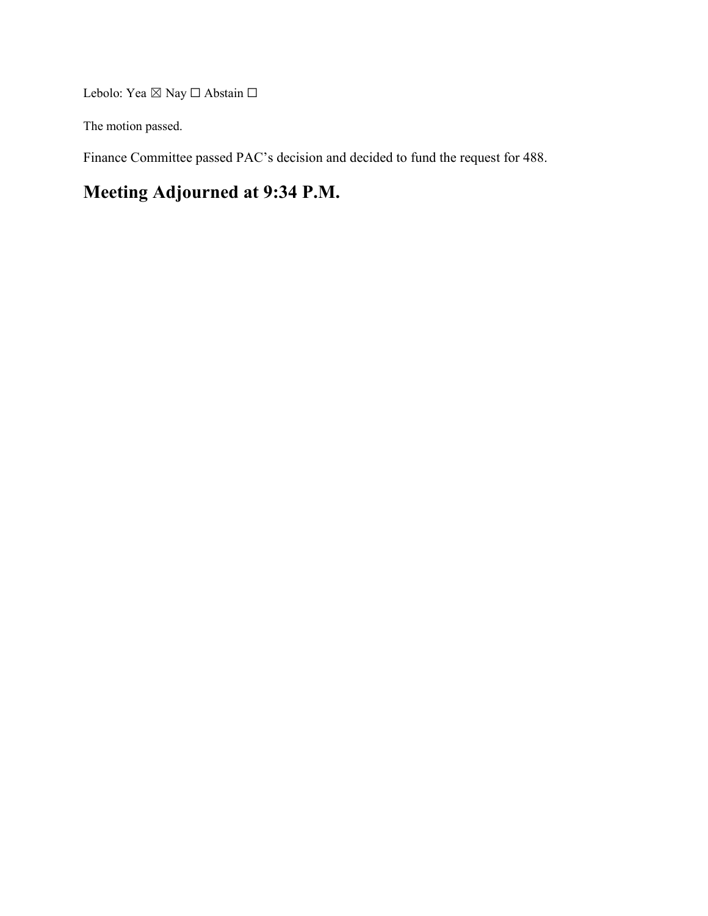Lebolo: Yea ☒ Nay ☐ Abstain ☐

The motion passed.

Finance Committee passed PAC's decision and decided to fund the request for 488.

## Meeting Adjourned at 9:34 P.M.